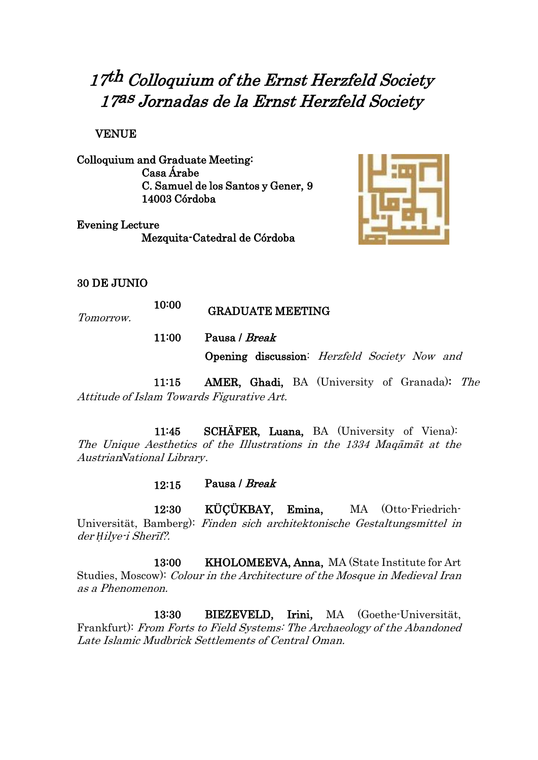# *17th Colloquium of the Ernst Herzfeld Society*
# *17as Jornadas de la Ernst Herzfeld Society*

**VENUE**

**Colloquium and Graduate Meeting:**
**Casa Árabe**
**C. Samuel de los Santos y Gener, 9**
**14003 Córdoba**

**Evening Lecture**
**Mezquita-Catedral de Córdoba**

**30 DE JUNIO**

*Tomorrow.*

**10:00** **GRADUATE MEETING**

**11:00** **Pausa /** ***Break***

**Opening discussion**: *Herzfeld Society Now and*

**11:15** **AMER, Ghadi,** BA (University of Granada): *The Attitude of Islam Towards Figurative Art.*

**11:45** **SCHÄFER, Luana,** BA (University of Viena): *The Unique Aesthetics of the Illustrations in the 1334 Maqāmāt at the AustrianNational Library*.

**12:15** **Pausa /** ***Break***

**12:30** **KÜÇÜKBAY, Emina,** MA (Otto-Friedrich-Universität, Bamberg): *Finden sich architektonische Gestaltungsmittel in der Ḥilye-i Sherīf?.*

**13:00** **KHOLOMEEVA, Anna,** MA (State Institute for Art Studies, Moscow): *Colour in the Architecture of the Mosque in Medieval Iran as a Phenomenon.*

**13:30** **BIEZEVELD, Irini,** MA (Goethe-Universität, Frankfurt): *From Forts to Field Systems: The Archaeology of the Abandoned Late Islamic Mudbrick Settlements of Central Oman.*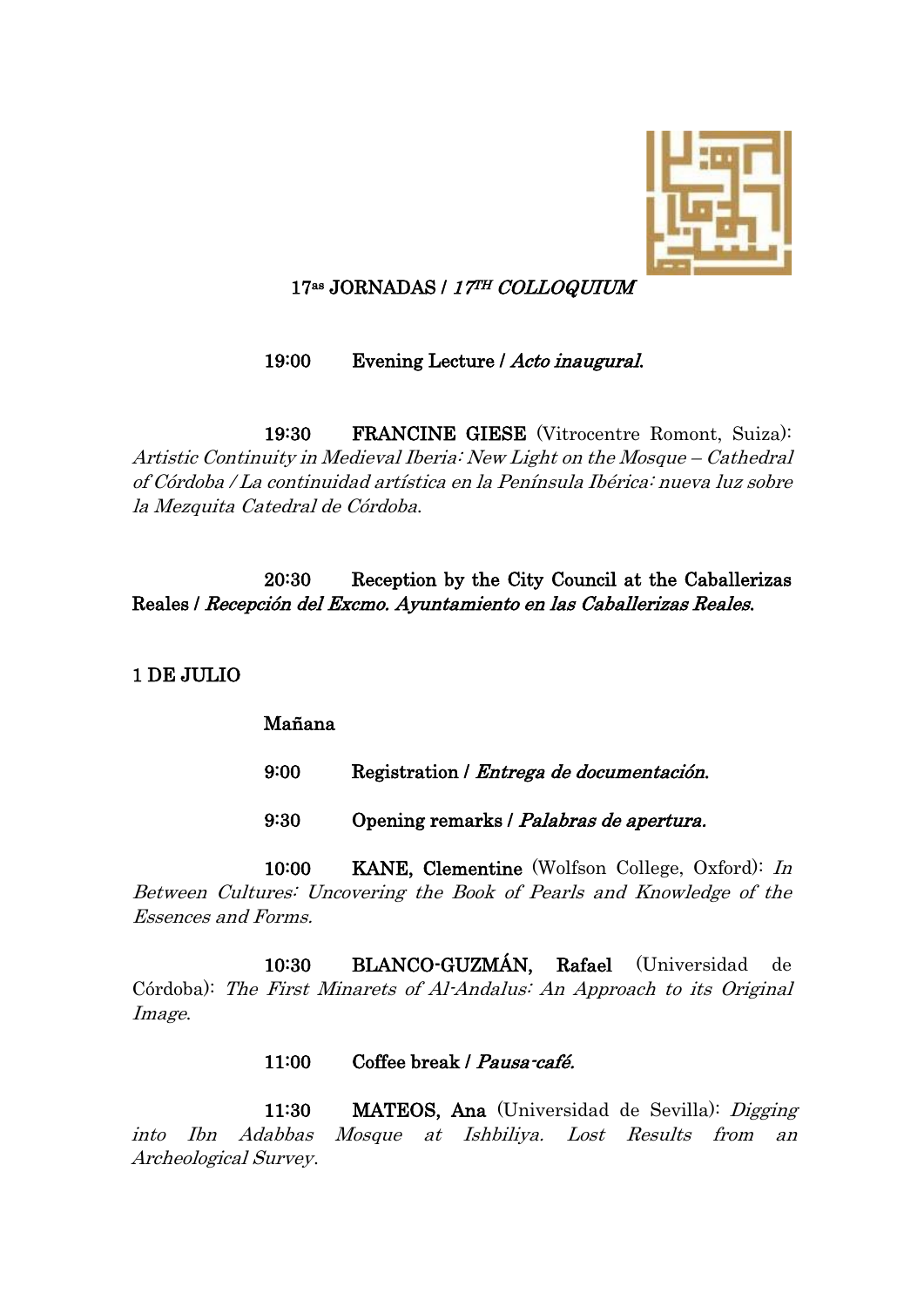17as JORNADAS / *17TH COLLOQUIUM*

**19:00** **Evening Lecture /** ***Acto inaugural.***

**19:30** **FRANCINE GIESE** (Vitrocentre Romont, Suiza): *Artistic Continuity in Medieval Iberia: New Light on the Mosque – Cathedral of Córdoba / La continuidad artística en la Península Ibérica: nueva luz sobre la Mezquita Catedral de Córdoba.*

**20:30** **Reception by the City Council at the Caballerizas Reales /** ***Recepción del Excmo. Ayuntamiento en las Caballerizas Reales.***

## 1 DE JULIO

### Mañana

**9:00** **Registration /** ***Entrega de documentación.***

**9:30** **Opening remarks /** ***Palabras de apertura.***

**10:00** **KANE, Clementine** (Wolfson College, Oxford): *In Between Cultures: Uncovering the Book of Pearls and Knowledge of the Essences and Forms.*

**10:30** **BLANCO-GUZMÁN, Rafael** (Universidad de Córdoba): *The First Minarets of Al-Andalus: An Approach to its Original Image.*

**11:00** **Coffee break /** ***Pausa-café.***

**11:30** **MATEOS, Ana** (Universidad de Sevilla): *Digging into Ibn Adabbas Mosque at Ishbiliya. Lost Results from an Archeological Survey.*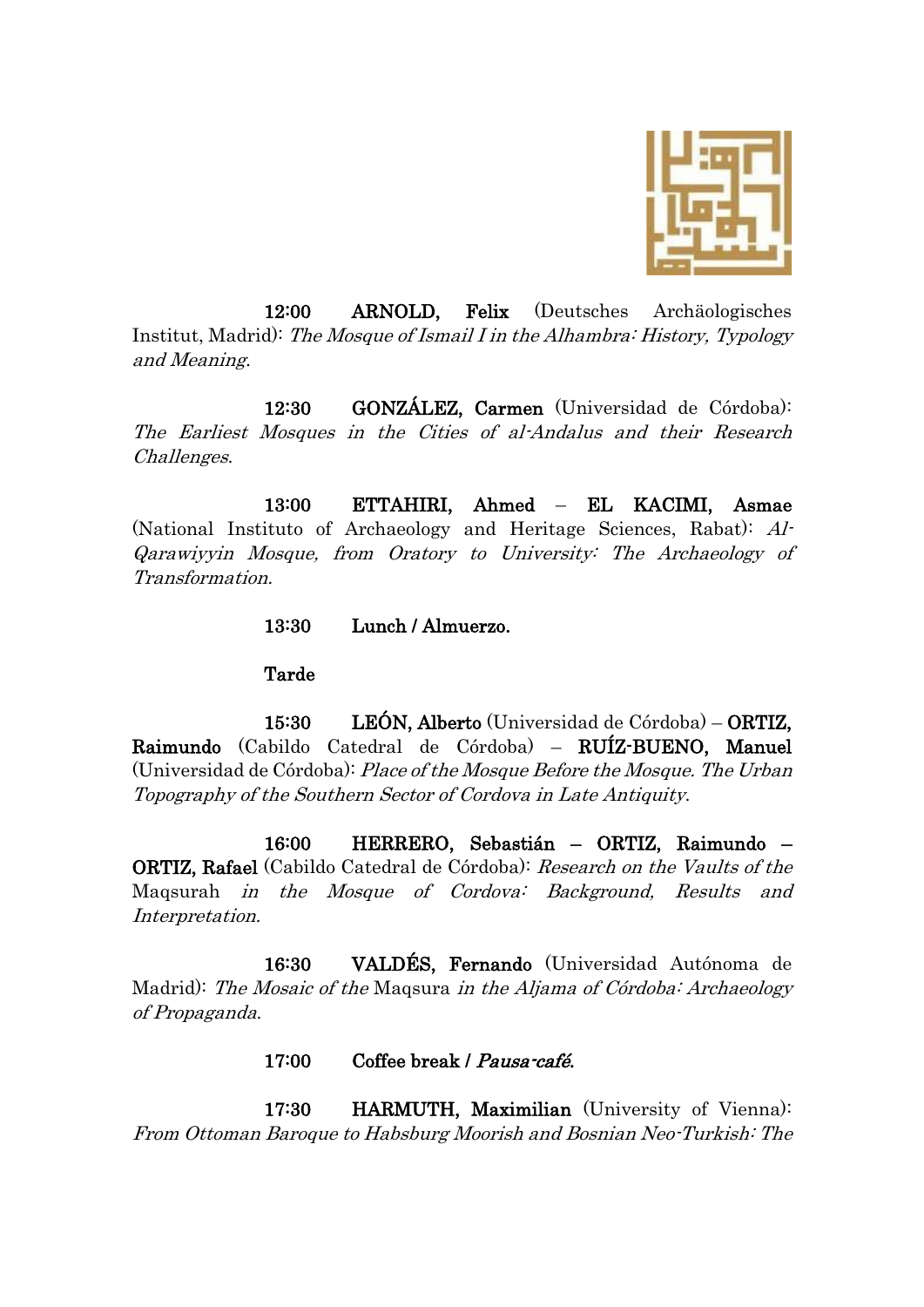**12:00 ARNOLD, Felix** (Deutsches Archäologisches Institut, Madrid): *The Mosque of Ismail I in the Alhambra: History, Typology and Meaning*.

**12:30 GONZÁLEZ, Carmen** (Universidad de Córdoba): *The Earliest Mosques in the Cities of al-Andalus and their Research Challenges*.

**13:00 ETTAHIRI, Ahmed – EL KACIMI, Asmae** (National Instituto of Archaeology and Heritage Sciences, Rabat): *Al-Qarawiyyin Mosque, from Oratory to University: The Archaeology of Transformation.*

**13:30 Lunch / Almuerzo.**

**Tarde**

**15:30 LEÓN, Alberto** (Universidad de Córdoba) – **ORTIZ, Raimundo** (Cabildo Catedral de Córdoba) – **RUÍZ-BUENO, Manuel** (Universidad de Córdoba): *Place of the Mosque Before the Mosque. The Urban Topography of the Southern Sector of Cordova in Late Antiquity*.

**16:00 HERRERO, Sebastián – ORTIZ, Raimundo – ORTIZ, Rafael** (Cabildo Catedral de Córdoba): *Research on the Vaults of the* Maqsurah *in the Mosque of Cordova: Background, Results and Interpretation.*

**16:30 VALDÉS, Fernando** (Universidad Autónoma de Madrid): *The Mosaic of the* Maqsura *in the Aljama of Córdoba: Archaeology of Propaganda*.

**17:00 Coffee break /** ***Pausa-café*****.**

**17:30 HARMUTH, Maximilian** (University of Vienna): *From Ottoman Baroque to Habsburg Moorish and Bosnian Neo-Turkish: The*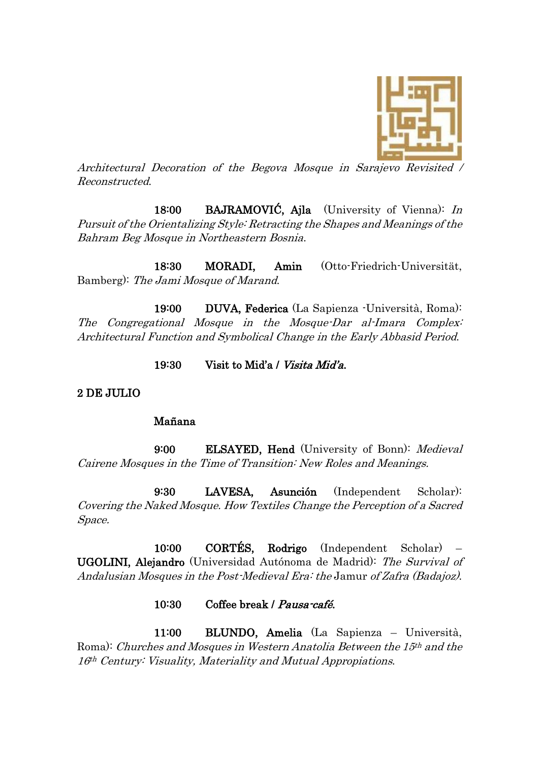*Architectural Decoration of the Begova Mosque in Sarajevo Revisited / Reconstructed.*

**18:00** **BAJRAMOVIĆ, Ajla** (University of Vienna): *In Pursuit of the Orientalizing Style: Retracting the Shapes and Meanings of the Bahram Beg Mosque in Northeastern Bosnia.*

**18:30** **MORADI, Amin** (Otto-Friedrich-Universität, Bamberg): *The Jami Mosque of Marand.*

**19:00** **DUVA, Federica** (La Sapienza -Università, Roma): *The Congregational Mosque in the Mosque-Dar al-Imara Complex: Architectural Function and Symbolical Change in the Early Abbasid Period.*

**19:30** **Visit to Mid'a /** ***Visita Mid'a.***

**2 DE JULIO**

**Mañana**

**9:00** **ELSAYED, Hend** (University of Bonn): *Medieval Cairene Mosques in the Time of Transition: New Roles and Meanings.*

**9:30** **LAVESA, Asunción** (Independent Scholar): *Covering the Naked Mosque. How Textiles Change the Perception of a Sacred Space.*

**10:00** **CORTÉS, Rodrigo** (Independent Scholar) – **UGOLINI, Alejandro** (Universidad Autónoma de Madrid): *The Survival of Andalusian Mosques in the Post-Medieval Era: the* Jamur *of Zafra (Badajoz).*

**10:30** **Coffee break /** ***Pausa-café.***

**11:00** **BLUNDO, Amelia** (La Sapienza – Università, Roma): *Churches and Mosques in Western Anatolia Between the 15th and the 16th Century: Visuality, Materiality and Mutual Appropiations.*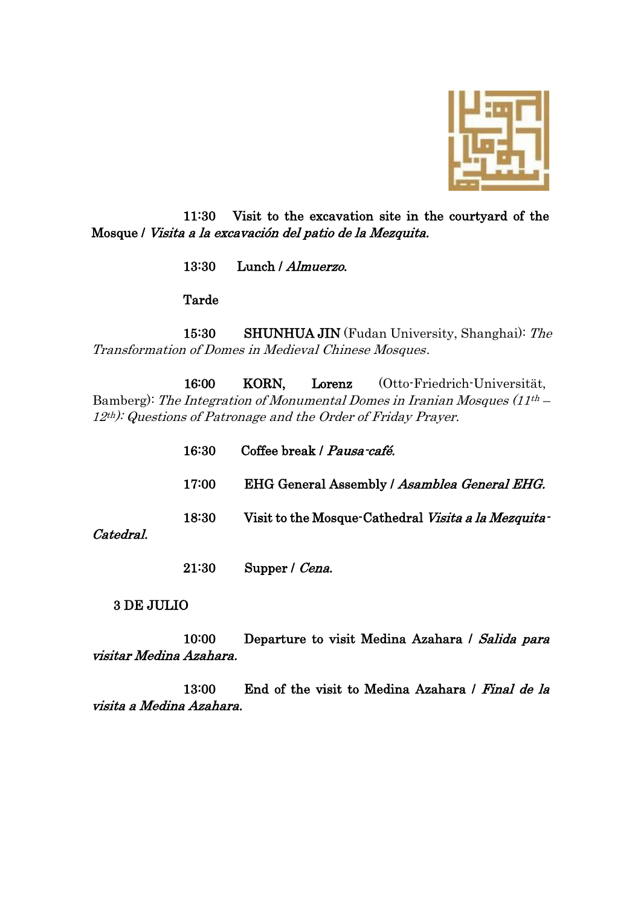11:30 **Visit to the excavation site in the courtyard of the Mosque /** ***Visita a la excavación del patio de la Mezquita.***

13:30 Lunch / *Almuerzo.*

**Tarde**

15:30 **SHUNHUA JIN** (Fudan University, Shanghai): *The Transformation of Domes in Medieval Chinese Mosques*.

16:00 **KORN, Lorenz** (Otto-Friedrich-Universität, Bamberg): *The Integration of Monumental Domes in Iranian Mosques (11th – 12th): Questions of Patronage and the Order of Friday Prayer.*

16:30 Coffee break / *Pausa-café.*

17:00 EHG General Assembly / *Asamblea General EHG.*

18:30 Visit to the Mosque-Cathedral *Visita a la Mezquita-Catedral.*

21:30 Supper / *Cena.*

**3 DE JULIO**

10:00 Departure to visit Medina Azahara / *Salida para visitar Medina Azahara.*

13:00 End of the visit to Medina Azahara / *Final de la visita a Medina Azahara.*